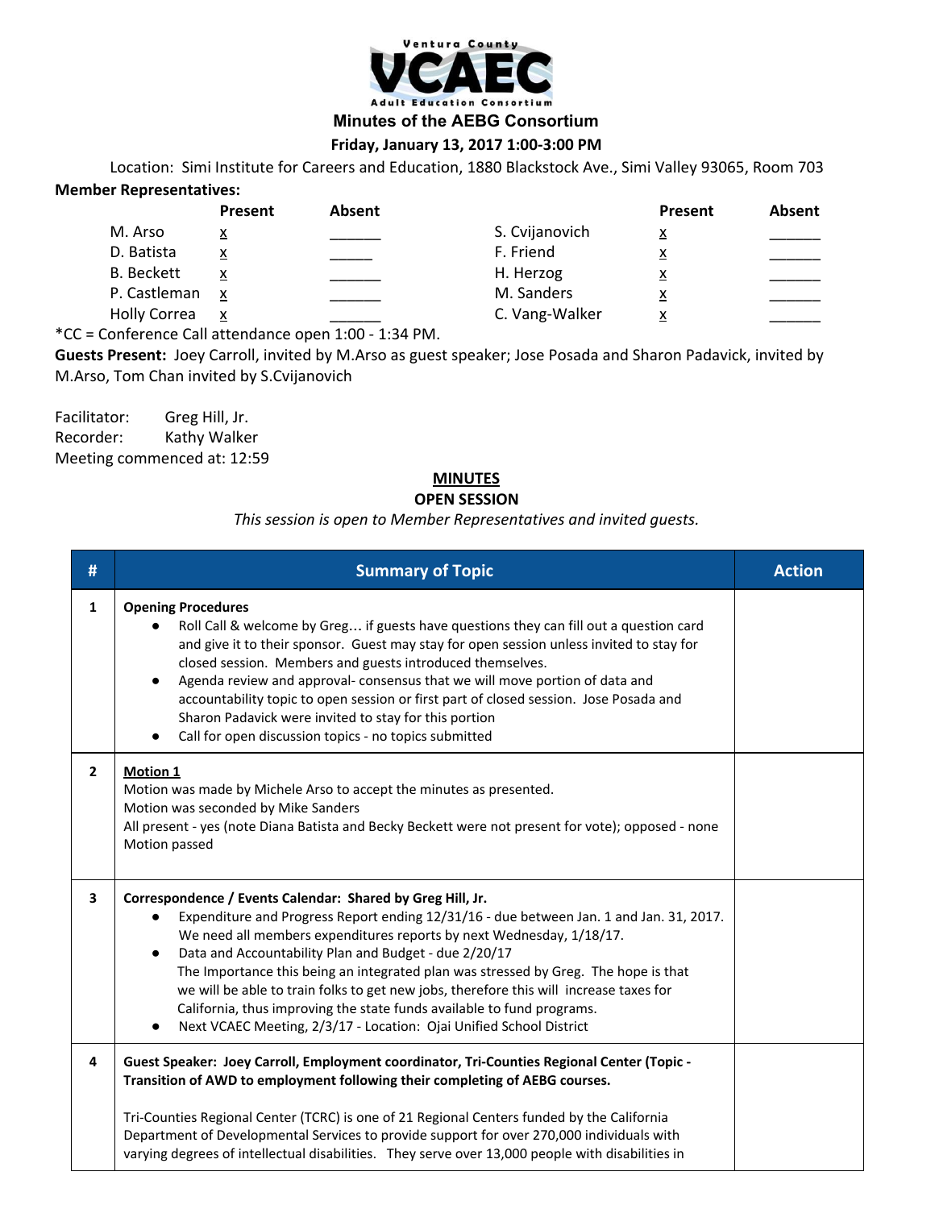**Minutes of the AEBG Consortium**

**Friday, January 13, 2017 1:00-3:00 PM**

Location: Simi Institute for Careers and Education, 1880 Blackstock Ave., Simi Valley 93065, Room 703

**Member Representatives:**

| | Present | Absent | | Present | Absent |
|---|---|---|---|---|---|
| M. Arso | x | ______ | S. Cvijanovich | x | ______ |
| D. Batista | x | _____ | F. Friend | x | ______ |
| B. Beckett | x | ______ | H. Herzog | x | ______ |
| P. Castleman | x | ______ | M. Sanders | x | ______ |
| Holly Correa | x | ______ | C. Vang-Walker | x | ______ |

*CC = Conference Call attendance open 1:00 - 1:34 PM.

**Guests Present:** Joey Carroll, invited by M.Arso as guest speaker; Jose Posada and Sharon Padavick, invited by M.Arso, Tom Chan invited by S.Cvijanovich

Facilitator: Greg Hill, Jr.
Recorder: Kathy Walker
Meeting commenced at: 12:59

**MINUTES**

**OPEN SESSION**

*This session is open to Member Representatives and invited guests.*

| # | Summary of Topic | Action |
|---|---|---|
| 1 | **Opening Procedures**<br>● Roll Call & welcome by Greg... if guests have questions they can fill out a question card and give it to their sponsor. Guest may stay for open session unless invited to stay for closed session. Members and guests introduced themselves.<br>● Agenda review and approval- consensus that we will move portion of data and accountability topic to open session or first part of closed session. Jose Posada and Sharon Padavick were invited to stay for this portion<br>● Call for open discussion topics - no topics submitted | |
| 2 | **Motion 1**<br>Motion was made by Michele Arso to accept the minutes as presented.<br>Motion was seconded by Mike Sanders<br>All present - yes (note Diana Batista and Becky Beckett were not present for vote); opposed - none<br>Motion passed | |
| 3 | **Correspondence / Events Calendar: Shared by Greg Hill, Jr.**<br>● Expenditure and Progress Report ending 12/31/16 - due between Jan. 1 and Jan. 31, 2017. We need all members expenditures reports by next Wednesday, 1/18/17.<br>● Data and Accountability Plan and Budget - due 2/20/17<br>The Importance this being an integrated plan was stressed by Greg. The hope is that we will be able to train folks to get new jobs, therefore this will increase taxes for California, thus improving the state funds available to fund programs.<br>● Next VCAEC Meeting, 2/3/17 - Location: Ojai Unified School District | |
| 4 | **Guest Speaker: Joey Carroll, Employment coordinator, Tri-Counties Regional Center (Topic - Transition of AWD to employment following their completing of AEBG courses.**<br><br>Tri-Counties Regional Center (TCRC) is one of 21 Regional Centers funded by the California Department of Developmental Services to provide support for over 270,000 individuals with varying degrees of intellectual disabilities. They serve over 13,000 people with disabilities in | |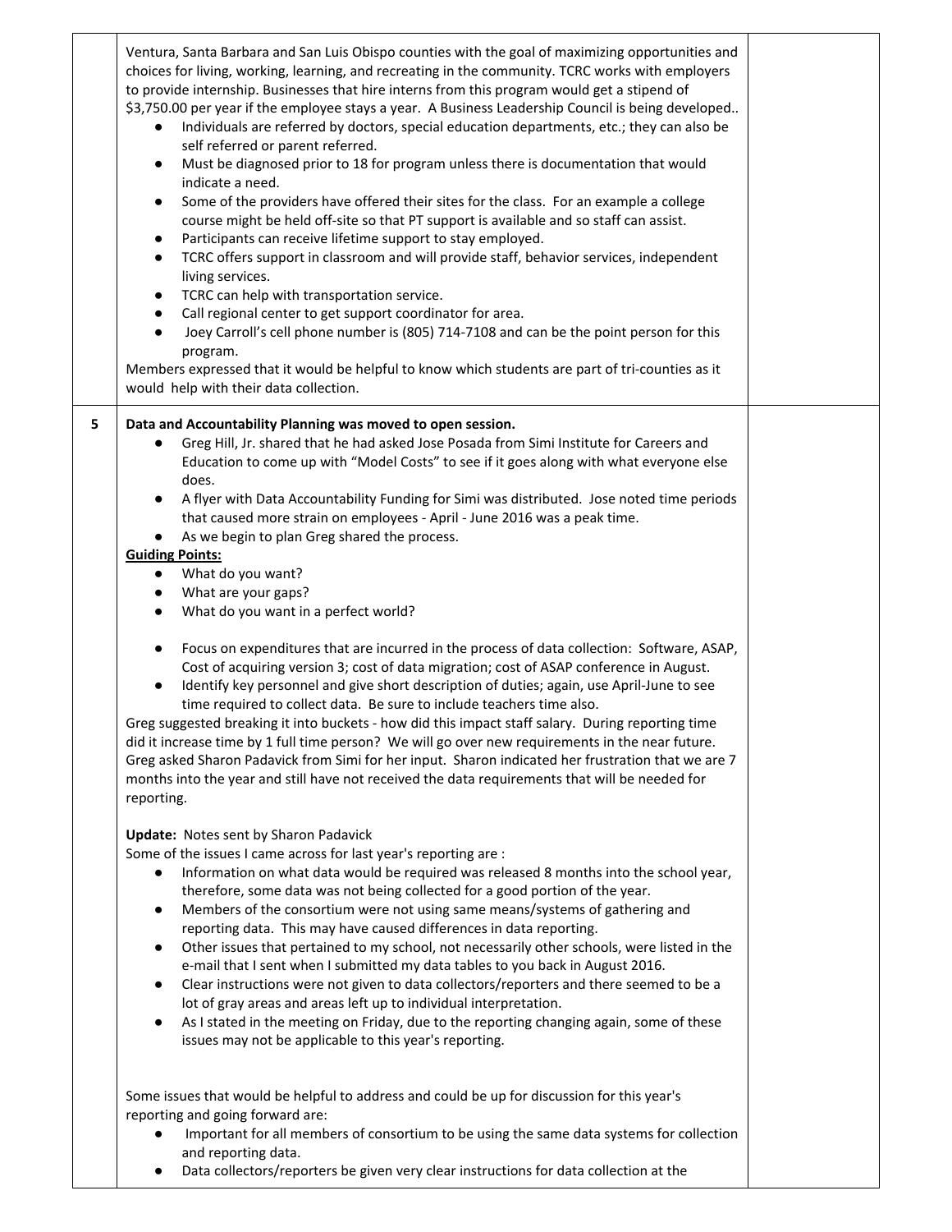| | | |
|---|---|---|
| | Ventura, Santa Barbara and San Luis Obispo counties with the goal of maximizing opportunities and choices for living, working, learning, and recreating in the community. TCRC works with employers to provide internship. Businesses that hire interns from this program would get a stipend of $3,750.00 per year if the employee stays a year. A Business Leadership Council is being developed..<br>• Individuals are referred by doctors, special education departments, etc.; they can also be self referred or parent referred.<br>• Must be diagnosed prior to 18 for program unless there is documentation that would indicate a need.<br>• Some of the providers have offered their sites for the class. For an example a college course might be held off-site so that PT support is available and so staff can assist.<br>• Participants can receive lifetime support to stay employed.<br>• TCRC offers support in classroom and will provide staff, behavior services, independent living services.<br>• TCRC can help with transportation service.<br>• Call regional center to get support coordinator for area.<br>• Joey Carroll's cell phone number is (805) 714-7108 and can be the point person for this program.<br>Members expressed that it would be helpful to know which students are part of tri-counties as it would help with their data collection. | |
| 5 | **Data and Accountability Planning was moved to open session.**<br>• Greg Hill, Jr. shared that he had asked Jose Posada from Simi Institute for Careers and Education to come up with "Model Costs" to see if it goes along with what everyone else does.<br>• A flyer with Data Accountability Funding for Simi was distributed. Jose noted time periods that caused more strain on employees - April - June 2016 was a peak time.<br>• As we begin to plan Greg shared the process.<br>**<u>Guiding Points:</u>**<br>• What do you want?<br>• What are your gaps?<br>• What do you want in a perfect world?<br><br>• Focus on expenditures that are incurred in the process of data collection: Software, ASAP, Cost of acquiring version 3; cost of data migration; cost of ASAP conference in August.<br>• Identify key personnel and give short description of duties; again, use April-June to see time required to collect data. Be sure to include teachers time also.<br>Greg suggested breaking it into buckets - how did this impact staff salary. During reporting time did it increase time by 1 full time person? We will go over new requirements in the near future. Greg asked Sharon Padavick from Simi for her input. Sharon indicated her frustration that we are 7 months into the year and still have not received the data requirements that will be needed for reporting.<br><br>**Update:** Notes sent by Sharon Padavick<br>Some of the issues I came across for last year's reporting are :<br>• Information on what data would be required was released 8 months into the school year, therefore, some data was not being collected for a good portion of the year.<br>• Members of the consortium were not using same means/systems of gathering and reporting data. This may have caused differences in data reporting.<br>• Other issues that pertained to my school, not necessarily other schools, were listed in the e-mail that I sent when I submitted my data tables to you back in August 2016.<br>• Clear instructions were not given to data collectors/reporters and there seemed to be a lot of gray areas and areas left up to individual interpretation.<br>• As I stated in the meeting on Friday, due to the reporting changing again, some of these issues may not be applicable to this year's reporting.<br><br>Some issues that would be helpful to address and could be up for discussion for this year's reporting and going forward are:<br>• Important for all members of consortium to be using the same data systems for collection and reporting data.<br>• Data collectors/reporters be given very clear instructions for data collection at the | |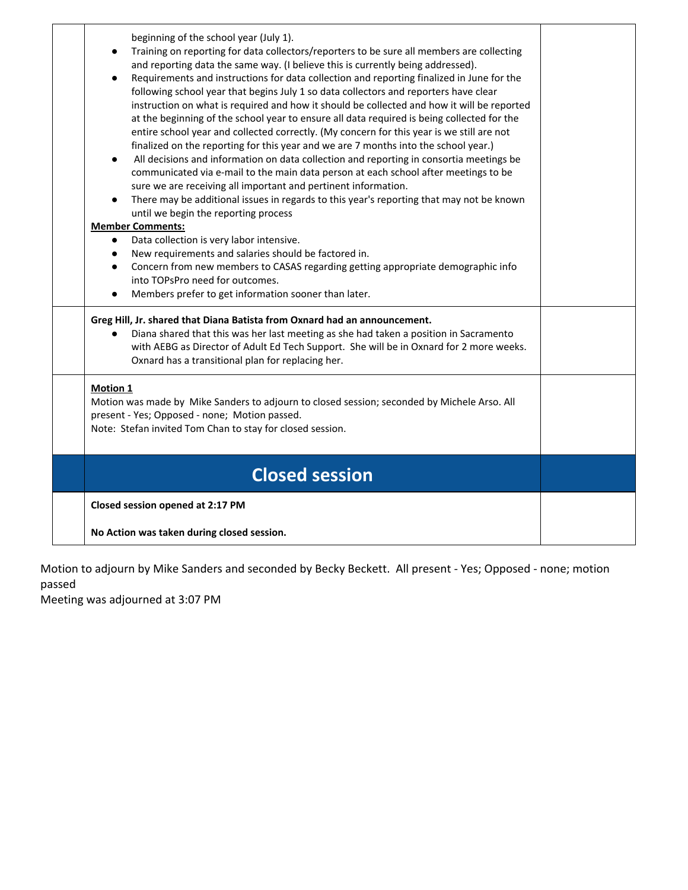| | | |
|---|---|---|
| | beginning of the school year (July 1).<br>● Training on reporting for data collectors/reporters to be sure all members are collecting and reporting data the same way. (I believe this is currently being addressed).<br>● Requirements and instructions for data collection and reporting finalized in June for the following school year that begins July 1 so data collectors and reporters have clear instruction on what is required and how it should be collected and how it will be reported at the beginning of the school year to ensure all data required is being collected for the entire school year and collected correctly. (My concern for this year is we still are not finalized on the reporting for this year and we are 7 months into the school year.)<br>● All decisions and information on data collection and reporting in consortia meetings be communicated via e-mail to the main data person at each school after meetings to be sure we are receiving all important and pertinent information.<br>● There may be additional issues in regards to this year's reporting that may not be known until we begin the reporting process<br>**Member Comments:**<br>● Data collection is very labor intensive.<br>● New requirements and salaries should be factored in.<br>● Concern from new members to CASAS regarding getting appropriate demographic info into TOPsPro need for outcomes.<br>● Members prefer to get information sooner than later. | |
| | **Greg Hill, Jr. shared that Diana Batista from Oxnard had an announcement.**<br>● Diana shared that this was her last meeting as she had taken a position in Sacramento with AEBG as Director of Adult Ed Tech Support. She will be in Oxnard for 2 more weeks. Oxnard has a transitional plan for replacing her. | |
| | **Motion 1**<br>Motion was made by Mike Sanders to adjourn to closed session; seconded by Michele Arso. All present - Yes; Opposed - none; Motion passed.<br>Note: Stefan invited Tom Chan to stay for closed session. | |
| | **Closed session** | |
| | **Closed session opened at 2:17 PM**<br><br>**No Action was taken during closed session.** | |

Motion to adjourn by Mike Sanders and seconded by Becky Beckett. All present - Yes; Opposed - none; motion passed

Meeting was adjourned at 3:07 PM